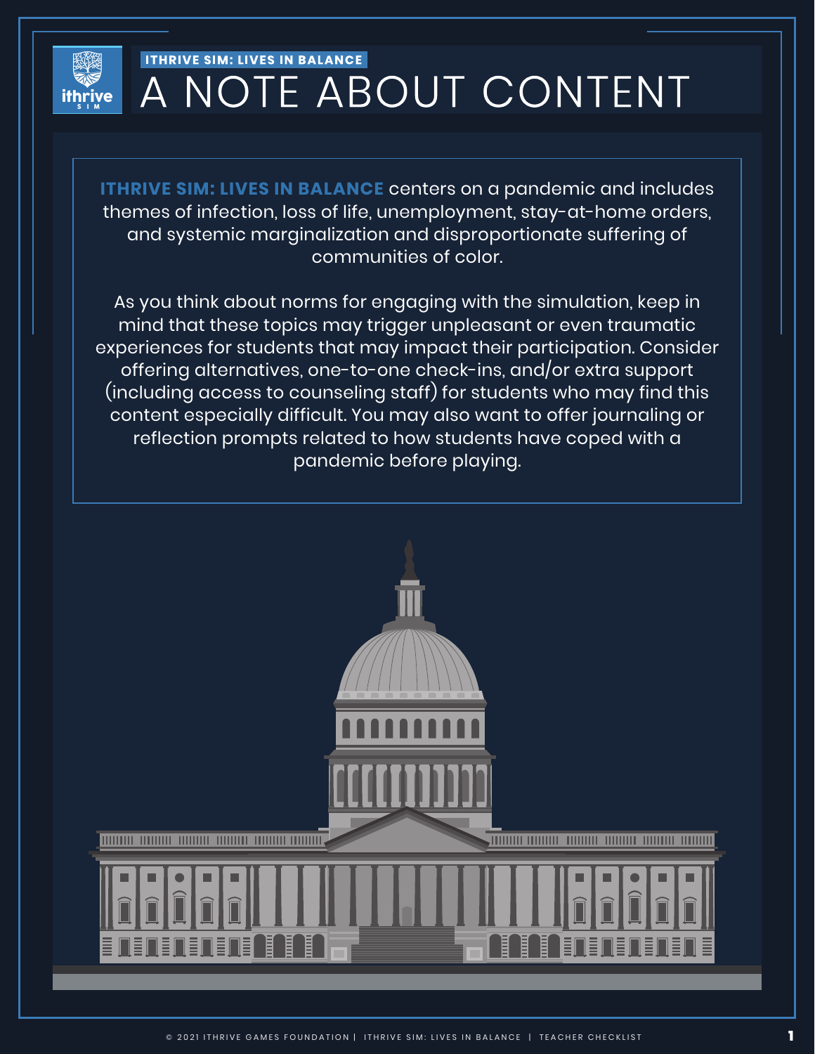ITHRIVE SIM: LIVES IN BALANCE

# A NOTE ABOUT CONTENT

**ITHRIVE SIM: LIVES IN BALANCE** centers on a pandemic and includes themes of infection, loss of life, unemployment, stay-at-home orders, and systemic marginalization and disproportionate suffering of communities of color.

As you think about norms for engaging with the simulation, keep in mind that these topics may trigger unpleasant or even traumatic experiences for students that may impact their participation. Consider offering alternatives, one-to-one check-ins, and/or extra support (including access to counseling staff) for students who may find this content especially difficult. You may also want to offer journaling or reflection prompts related to how students have coped with a pandemic before playing.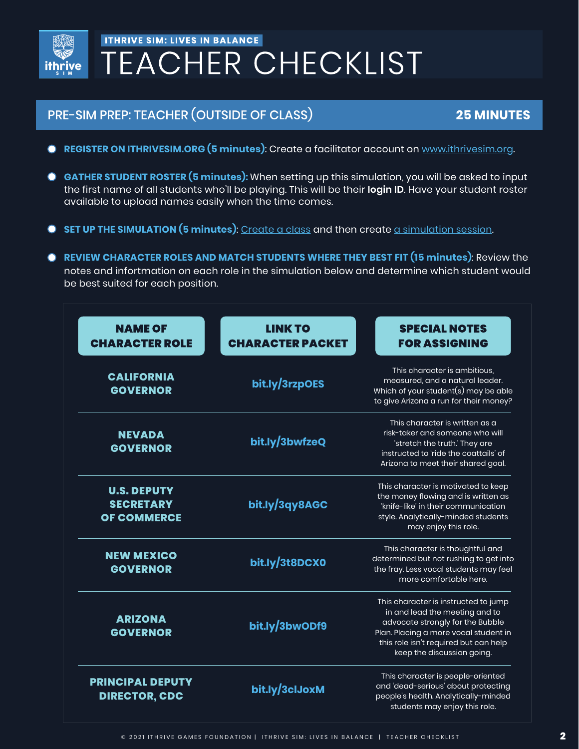# ITHRIVE SIM: LIVES IN BALANCE

# TEACHER CHECKLIST

## PRE-SIM PREP: TEACHER (OUTSIDE OF CLASS) — 25 MINUTES

- **REGISTER ON ITHRIVESIM.ORG (5 minutes)**: Create a facilitator account on www.ithrivesim.org.
- **GATHER STUDENT ROSTER (5 minutes):** When setting up this simulation, you will be asked to input the first name of all students who'll be playing. This will be their **login ID**. Have your student roster available to upload names easily when the time comes.
- **SET UP THE SIMULATION (5 minutes)**: Create a class and then create a simulation session.
- **REVIEW CHARACTER ROLES AND MATCH STUDENTS WHERE THEY BEST FIT (15 minutes)**: Review the notes and informtation on each role in the simulation below and determine which student would be best suited for each position.

| NAME OF CHARACTER ROLE | LINK TO CHARACTER PACKET | SPECIAL NOTES FOR ASSIGNING |
|---|---|---|
| CALIFORNIA GOVERNOR | bit.ly/3rzpOES | This character is ambitious, measured, and a natural leader. Which of your student(s) may be able to give Arizona a run for their money? |
| NEVADA GOVERNOR | bit.ly/3bwfzeQ | This character is written as a risk-taker and someone who will 'stretch the truth.' They are instructed to 'ride the coattails' of Arizona to meet their shared goal. |
| U.S. DEPUTY SECRETARY OF COMMERCE | bit.ly/3qy8AGC | This character is motivated to keep the money flowing and is written as 'knife-like' in their communication style. Analytically-minded students may enjoy this role. |
| NEW MEXICO GOVERNOR | bit.ly/3t8DCX0 | This character is thoughtful and determined but not rushing to get into the fray. Less vocal students may feel more comfortable here. |
| ARIZONA GOVERNOR | bit.ly/3bwODf9 | This character is instructed to jump in and lead the meeting and to advocate strongly for the Bubble Plan. Placing a more vocal student in this role isn't required but can help keep the discussion going. |
| PRINCIPAL DEPUTY DIRECTOR, CDC | bit.ly/3clJoxM | This character is people-oriented and 'dead-serious' about protecting people's health. Analytically-minded students may enjoy this role. |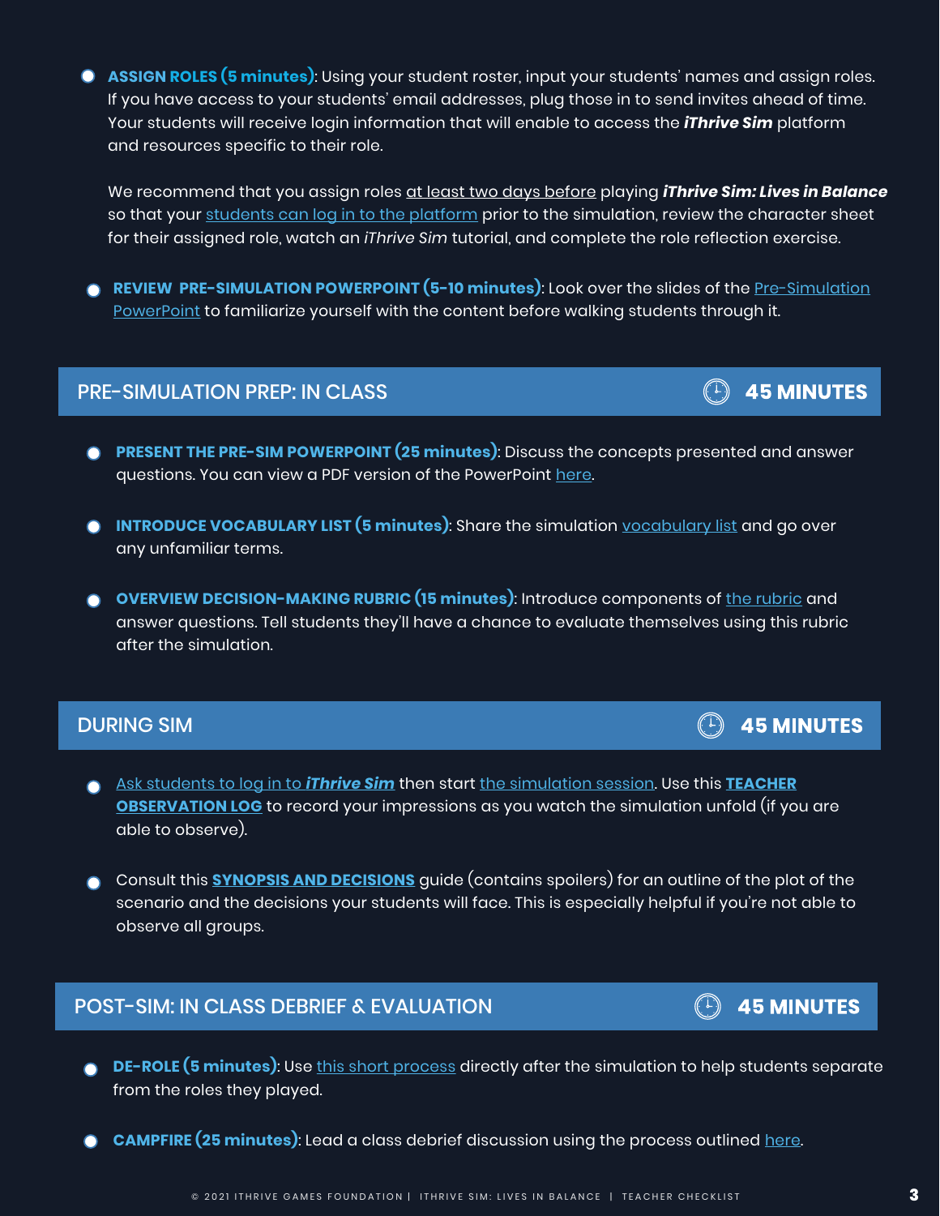- **ASSIGN ROLES (5 minutes)**: Using your student roster, input your students' names and assign roles. If you have access to your students' email addresses, plug those in to send invites ahead of time. Your students will receive login information that will enable to access the ***iThrive Sim*** platform and resources specific to their role.

  We recommend that you assign roles at least two days before playing ***iThrive Sim: Lives in Balance*** so that your students can log in to the platform prior to the simulation, review the character sheet for their assigned role, watch an *iThrive Sim* tutorial, and complete the role reflection exercise.

- **REVIEW PRE-SIMULATION POWERPOINT (5-10 minutes)**: Look over the slides of the Pre-Simulation PowerPoint to familiarize yourself with the content before walking students through it.

## PRE-SIMULATION PREP: IN CLASS — 45 MINUTES

- **PRESENT THE PRE-SIM POWERPOINT (25 minutes)**: Discuss the concepts presented and answer questions. You can view a PDF version of the PowerPoint here.
- **INTRODUCE VOCABULARY LIST (5 minutes)**: Share the simulation vocabulary list and go over any unfamiliar terms.
- **OVERVIEW DECISION-MAKING RUBRIC (15 minutes)**: Introduce components of the rubric and answer questions. Tell students they'll have a chance to evaluate themselves using this rubric after the simulation.

## DURING SIM — 45 MINUTES

- Ask students to log in to ***iThrive Sim*** then start the simulation session. Use this **TEACHER OBSERVATION LOG** to record your impressions as you watch the simulation unfold (if you are able to observe).
- Consult this **SYNOPSIS AND DECISIONS** guide (contains spoilers) for an outline of the plot of the scenario and the decisions your students will face. This is especially helpful if you're not able to observe all groups.

## POST-SIM: IN CLASS DEBRIEF & EVALUATION — 45 MINUTES

- **DE-ROLE (5 minutes)**: Use this short process directly after the simulation to help students separate from the roles they played.
- **CAMPFIRE (25 minutes)**: Lead a class debrief discussion using the process outlined here.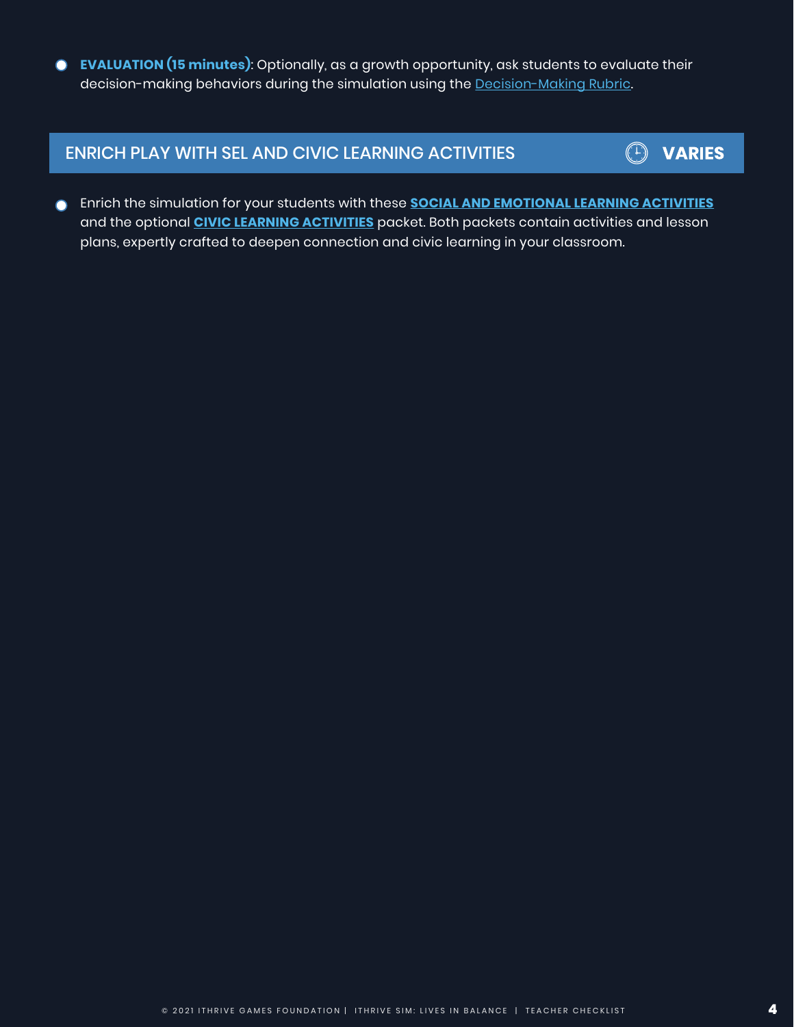- **EVALUATION (15 minutes)**: Optionally, as a growth opportunity, ask students to evaluate their decision-making behaviors during the simulation using the Decision-Making Rubric.

## ENRICH PLAY WITH SEL AND CIVIC LEARNING ACTIVITIES — VARIES

- Enrich the simulation for your students with these **SOCIAL AND EMOTIONAL LEARNING ACTIVITIES** and the optional **CIVIC LEARNING ACTIVITIES** packet. Both packets contain activities and lesson plans, expertly crafted to deepen connection and civic learning in your classroom.